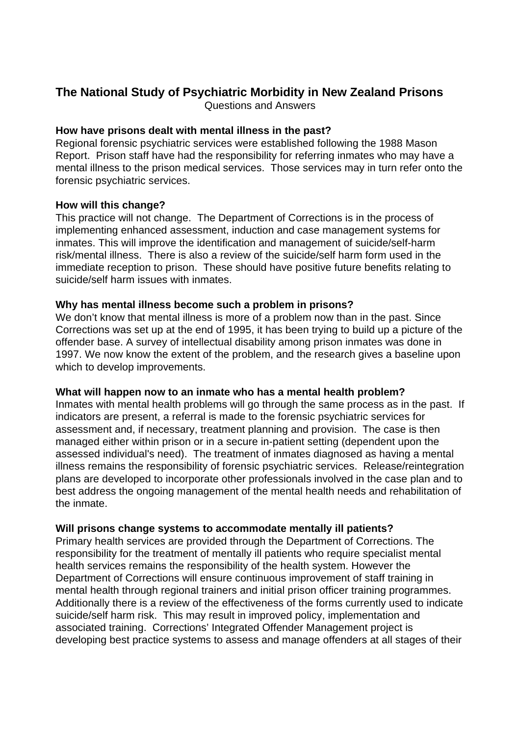# The National Study of Psychiatric Morbidity in New Zealand Prisons

Questions and Answers

**How have prisons dealt with mental illness in the past?**

Regional forensic psychiatric services were established following the 1988 Mason Report. Prison staff have had the responsibility for referring inmates who may have a mental illness to the prison medical services. Those services may in turn refer onto the forensic psychiatric services.

**How will this change?**

This practice will not change. The Department of Corrections is in the process of implementing enhanced assessment, induction and case management systems for inmates. This will improve the identification and management of suicide/self-harm risk/mental illness. There is also a review of the suicide/self harm form used in the immediate reception to prison. These should have positive future benefits relating to suicide/self harm issues with inmates.

**Why has mental illness become such a problem in prisons?**

We don't know that mental illness is more of a problem now than in the past. Since Corrections was set up at the end of 1995, it has been trying to build up a picture of the offender base. A survey of intellectual disability among prison inmates was done in 1997. We now know the extent of the problem, and the research gives a baseline upon which to develop improvements.

**What will happen now to an inmate who has a mental health problem?**

Inmates with mental health problems will go through the same process as in the past. If indicators are present, a referral is made to the forensic psychiatric services for assessment and, if necessary, treatment planning and provision. The case is then managed either within prison or in a secure in-patient setting (dependent upon the assessed individual's need). The treatment of inmates diagnosed as having a mental illness remains the responsibility of forensic psychiatric services. Release/reintegration plans are developed to incorporate other professionals involved in the case plan and to best address the ongoing management of the mental health needs and rehabilitation of the inmate.

**Will prisons change systems to accommodate mentally ill patients?**

Primary health services are provided through the Department of Corrections. The responsibility for the treatment of mentally ill patients who require specialist mental health services remains the responsibility of the health system. However the Department of Corrections will ensure continuous improvement of staff training in mental health through regional trainers and initial prison officer training programmes. Additionally there is a review of the effectiveness of the forms currently used to indicate suicide/self harm risk. This may result in improved policy, implementation and associated training. Corrections' Integrated Offender Management project is developing best practice systems to assess and manage offenders at all stages of their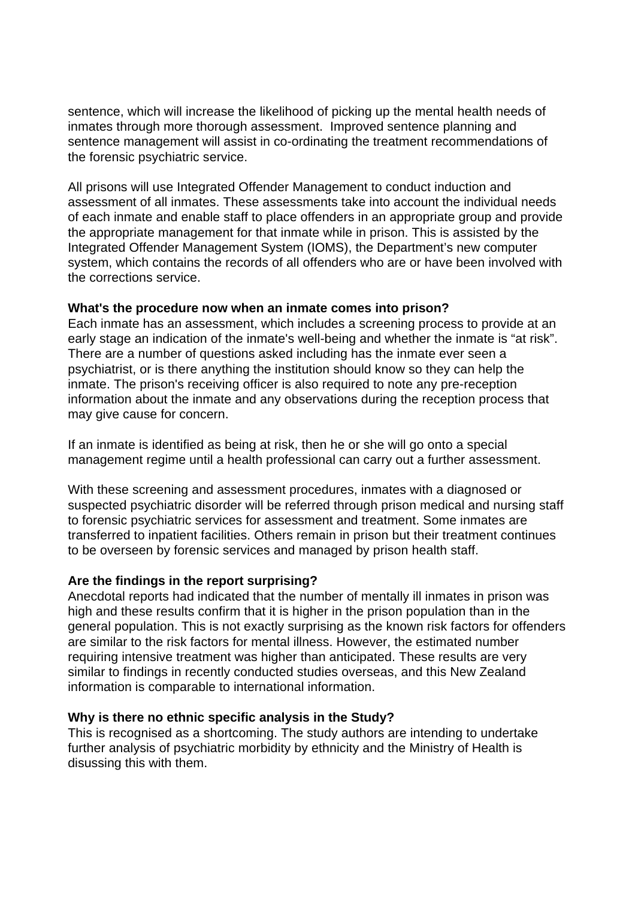sentence, which will increase the likelihood of picking up the mental health needs of inmates through more thorough assessment.  Improved sentence planning and sentence management will assist in co-ordinating the treatment recommendations of the forensic psychiatric service.

All prisons will use Integrated Offender Management to conduct induction and assessment of all inmates. These assessments take into account the individual needs of each inmate and enable staff to place offenders in an appropriate group and provide the appropriate management for that inmate while in prison. This is assisted by the Integrated Offender Management System (IOMS), the Department's new computer system, which contains the records of all offenders who are or have been involved with the corrections service.

**What's the procedure now when an inmate comes into prison?**

Each inmate has an assessment, which includes a screening process to provide at an early stage an indication of the inmate's well-being and whether the inmate is "at risk". There are a number of questions asked including has the inmate ever seen a psychiatrist, or is there anything the institution should know so they can help the inmate. The prison's receiving officer is also required to note any pre-reception information about the inmate and any observations during the reception process that may give cause for concern.

If an inmate is identified as being at risk, then he or she will go onto a special management regime until a health professional can carry out a further assessment.

With these screening and assessment procedures, inmates with a diagnosed or suspected psychiatric disorder will be referred through prison medical and nursing staff to forensic psychiatric services for assessment and treatment. Some inmates are transferred to inpatient facilities. Others remain in prison but their treatment continues to be overseen by forensic services and managed by prison health staff.

**Are the findings in the report surprising?**

Anecdotal reports had indicated that the number of mentally ill inmates in prison was high and these results confirm that it is higher in the prison population than in the general population. This is not exactly surprising as the known risk factors for offenders are similar to the risk factors for mental illness. However, the estimated number requiring intensive treatment was higher than anticipated. These results are very similar to findings in recently conducted studies overseas, and this New Zealand information is comparable to international information.

**Why is there no ethnic specific analysis in the Study?**

This is recognised as a shortcoming. The study authors are intending to undertake further analysis of psychiatric morbidity by ethnicity and the Ministry of Health is disussing this with them.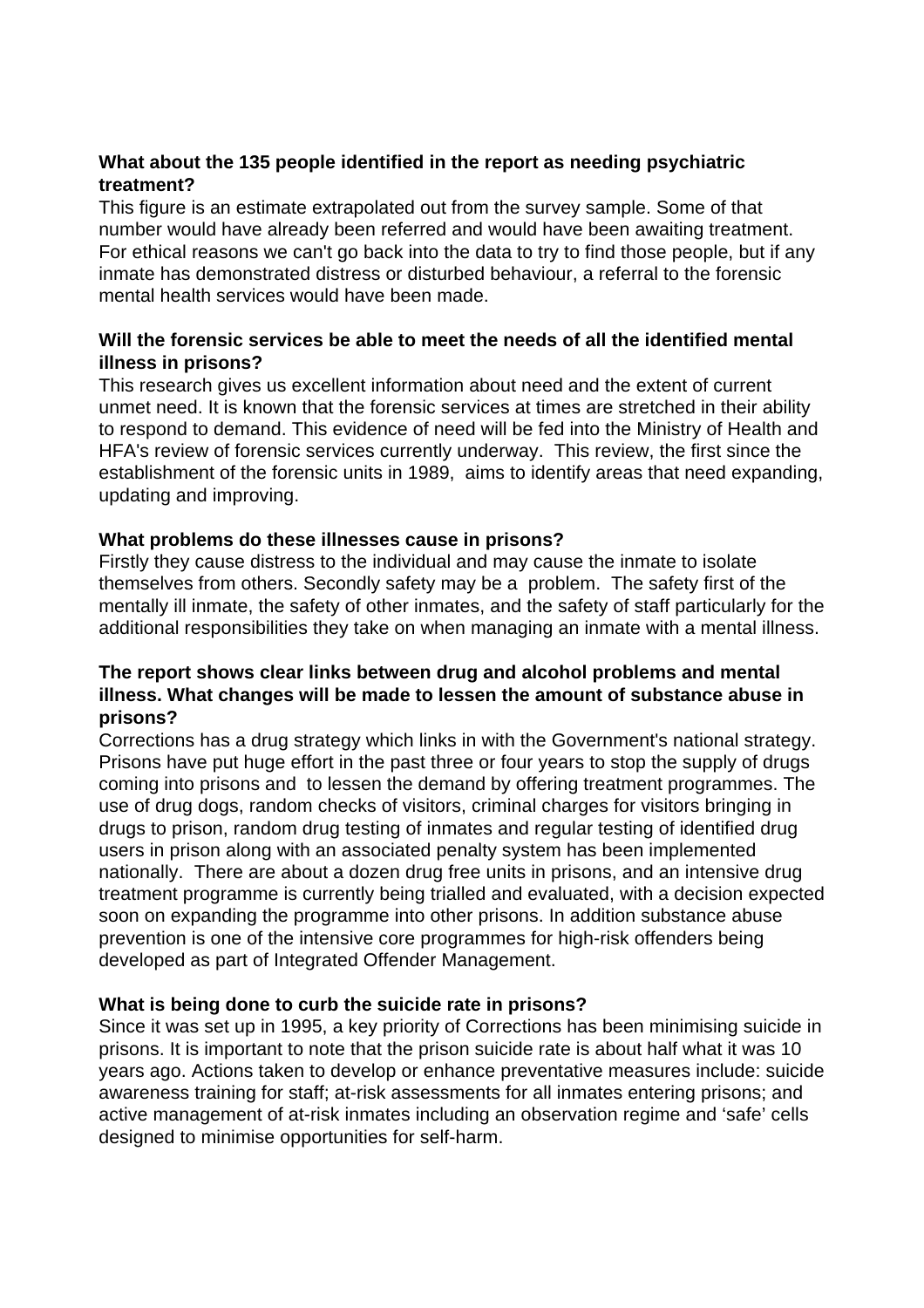**What about the 135 people identified in the report as needing psychiatric treatment?**

This figure is an estimate extrapolated out from the survey sample. Some of that number would have already been referred and would have been awaiting treatment. For ethical reasons we can't go back into the data to try to find those people, but if any inmate has demonstrated distress or disturbed behaviour, a referral to the forensic mental health services would have been made.

**Will the forensic services be able to meet the needs of all the identified mental illness in prisons?**

This research gives us excellent information about need and the extent of current unmet need. It is known that the forensic services at times are stretched in their ability to respond to demand. This evidence of need will be fed into the Ministry of Health and HFA's review of forensic services currently underway. This review, the first since the establishment of the forensic units in 1989, aims to identify areas that need expanding, updating and improving.

**What problems do these illnesses cause in prisons?**

Firstly they cause distress to the individual and may cause the inmate to isolate themselves from others. Secondly safety may be a problem. The safety first of the mentally ill inmate, the safety of other inmates, and the safety of staff particularly for the additional responsibilities they take on when managing an inmate with a mental illness.

**The report shows clear links between drug and alcohol problems and mental illness. What changes will be made to lessen the amount of substance abuse in prisons?**

Corrections has a drug strategy which links in with the Government's national strategy. Prisons have put huge effort in the past three or four years to stop the supply of drugs coming into prisons and to lessen the demand by offering treatment programmes. The use of drug dogs, random checks of visitors, criminal charges for visitors bringing in drugs to prison, random drug testing of inmates and regular testing of identified drug users in prison along with an associated penalty system has been implemented nationally. There are about a dozen drug free units in prisons, and an intensive drug treatment programme is currently being trialled and evaluated, with a decision expected soon on expanding the programme into other prisons. In addition substance abuse prevention is one of the intensive core programmes for high-risk offenders being developed as part of Integrated Offender Management.

**What is being done to curb the suicide rate in prisons?**

Since it was set up in 1995, a key priority of Corrections has been minimising suicide in prisons. It is important to note that the prison suicide rate is about half what it was 10 years ago. Actions taken to develop or enhance preventative measures include: suicide awareness training for staff; at-risk assessments for all inmates entering prisons; and active management of at-risk inmates including an observation regime and 'safe' cells designed to minimise opportunities for self-harm.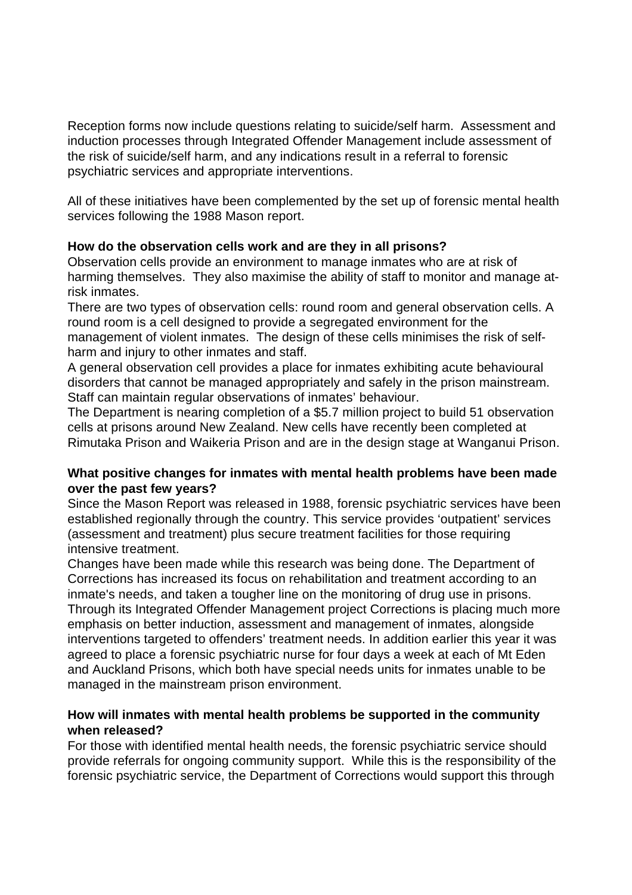Reception forms now include questions relating to suicide/self harm. Assessment and induction processes through Integrated Offender Management include assessment of the risk of suicide/self harm, and any indications result in a referral to forensic psychiatric services and appropriate interventions.

All of these initiatives have been complemented by the set up of forensic mental health services following the 1988 Mason report.

**How do the observation cells work and are they in all prisons?**

Observation cells provide an environment to manage inmates who are at risk of harming themselves. They also maximise the ability of staff to monitor and manage at-risk inmates.

There are two types of observation cells: round room and general observation cells. A round room is a cell designed to provide a segregated environment for the management of violent inmates. The design of these cells minimises the risk of self-harm and injury to other inmates and staff.

A general observation cell provides a place for inmates exhibiting acute behavioural disorders that cannot be managed appropriately and safely in the prison mainstream. Staff can maintain regular observations of inmates' behaviour.

The Department is nearing completion of a $5.7 million project to build 51 observation cells at prisons around New Zealand. New cells have recently been completed at Rimutaka Prison and Waikeria Prison and are in the design stage at Wanganui Prison.

**What positive changes for inmates with mental health problems have been made over the past few years?**

Since the Mason Report was released in 1988, forensic psychiatric services have been established regionally through the country. This service provides 'outpatient' services (assessment and treatment) plus secure treatment facilities for those requiring intensive treatment.

Changes have been made while this research was being done. The Department of Corrections has increased its focus on rehabilitation and treatment according to an inmate's needs, and taken a tougher line on the monitoring of drug use in prisons. Through its Integrated Offender Management project Corrections is placing much more emphasis on better induction, assessment and management of inmates, alongside interventions targeted to offenders' treatment needs. In addition earlier this year it was agreed to place a forensic psychiatric nurse for four days a week at each of Mt Eden and Auckland Prisons, which both have special needs units for inmates unable to be managed in the mainstream prison environment.

**How will inmates with mental health problems be supported in the community when released?**

For those with identified mental health needs, the forensic psychiatric service should provide referrals for ongoing community support. While this is the responsibility of the forensic psychiatric service, the Department of Corrections would support this through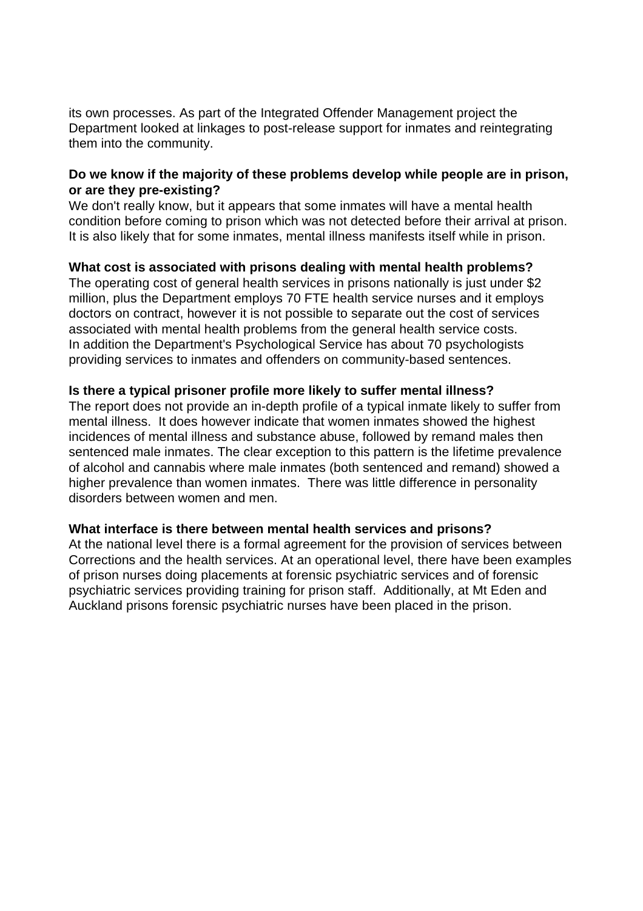its own processes. As part of the Integrated Offender Management project the Department looked at linkages to post-release support for inmates and reintegrating them into the community.

**Do we know if the majority of these problems develop while people are in prison, or are they pre-existing?**
We don't really know, but it appears that some inmates will have a mental health condition before coming to prison which was not detected before their arrival at prison. It is also likely that for some inmates, mental illness manifests itself while in prison.

**What cost is associated with prisons dealing with mental health problems?**
The operating cost of general health services in prisons nationally is just under $2 million, plus the Department employs 70 FTE health service nurses and it employs doctors on contract, however it is not possible to separate out the cost of services associated with mental health problems from the general health service costs.
In addition the Department's Psychological Service has about 70 psychologists providing services to inmates and offenders on community-based sentences.

**Is there a typical prisoner profile more likely to suffer mental illness?**
The report does not provide an in-depth profile of a typical inmate likely to suffer from mental illness. It does however indicate that women inmates showed the highest incidences of mental illness and substance abuse, followed by remand males then sentenced male inmates. The clear exception to this pattern is the lifetime prevalence of alcohol and cannabis where male inmates (both sentenced and remand) showed a higher prevalence than women inmates. There was little difference in personality disorders between women and men.

**What interface is there between mental health services and prisons?**
At the national level there is a formal agreement for the provision of services between Corrections and the health services. At an operational level, there have been examples of prison nurses doing placements at forensic psychiatric services and of forensic psychiatric services providing training for prison staff. Additionally, at Mt Eden and Auckland prisons forensic psychiatric nurses have been placed in the prison.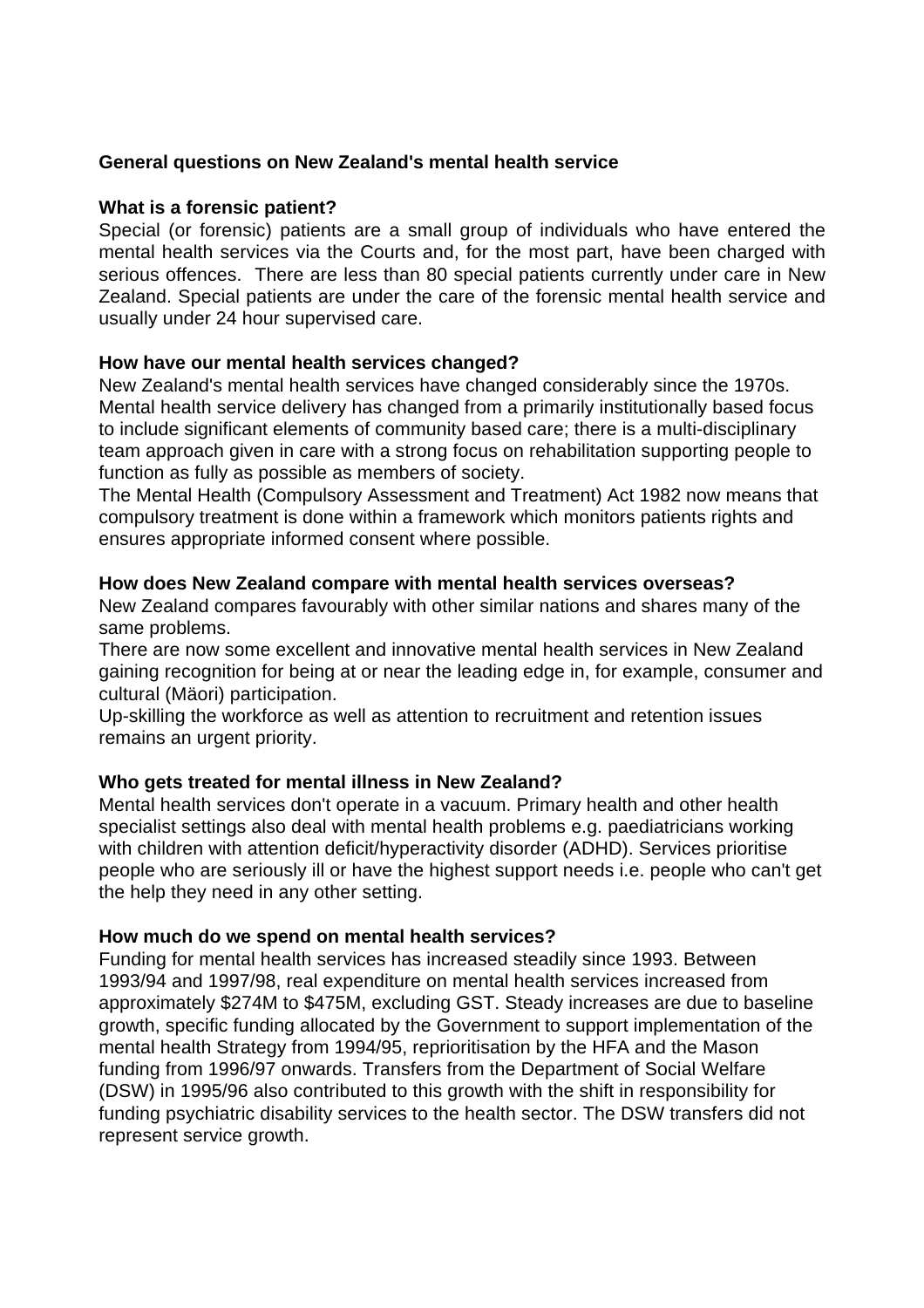## General questions on New Zealand's mental health service

### What is a forensic patient?

Special (or forensic) patients are a small group of individuals who have entered the mental health services via the Courts and, for the most part, have been charged with serious offences. There are less than 80 special patients currently under care in New Zealand. Special patients are under the care of the forensic mental health service and usually under 24 hour supervised care.

### How have our mental health services changed?

New Zealand's mental health services have changed considerably since the 1970s. Mental health service delivery has changed from a primarily institutionally based focus to include significant elements of community based care; there is a multi-disciplinary team approach given in care with a strong focus on rehabilitation supporting people to function as fully as possible as members of society.

The Mental Health (Compulsory Assessment and Treatment) Act 1982 now means that compulsory treatment is done within a framework which monitors patients rights and ensures appropriate informed consent where possible.

### How does New Zealand compare with mental health services overseas?

New Zealand compares favourably with other similar nations and shares many of the same problems.

There are now some excellent and innovative mental health services in New Zealand gaining recognition for being at or near the leading edge in, for example, consumer and cultural (Mäori) participation.

Up-skilling the workforce as well as attention to recruitment and retention issues remains an urgent priority.

### Who gets treated for mental illness in New Zealand?

Mental health services don't operate in a vacuum. Primary health and other health specialist settings also deal with mental health problems e.g. paediatricians working with children with attention deficit/hyperactivity disorder (ADHD). Services prioritise people who are seriously ill or have the highest support needs i.e. people who can't get the help they need in any other setting.

### How much do we spend on mental health services?

Funding for mental health services has increased steadily since 1993. Between 1993/94 and 1997/98, real expenditure on mental health services increased from approximately $274M to $475M, excluding GST. Steady increases are due to baseline growth, specific funding allocated by the Government to support implementation of the mental health Strategy from 1994/95, reprioritisation by the HFA and the Mason funding from 1996/97 onwards. Transfers from the Department of Social Welfare (DSW) in 1995/96 also contributed to this growth with the shift in responsibility for funding psychiatric disability services to the health sector. The DSW transfers did not represent service growth.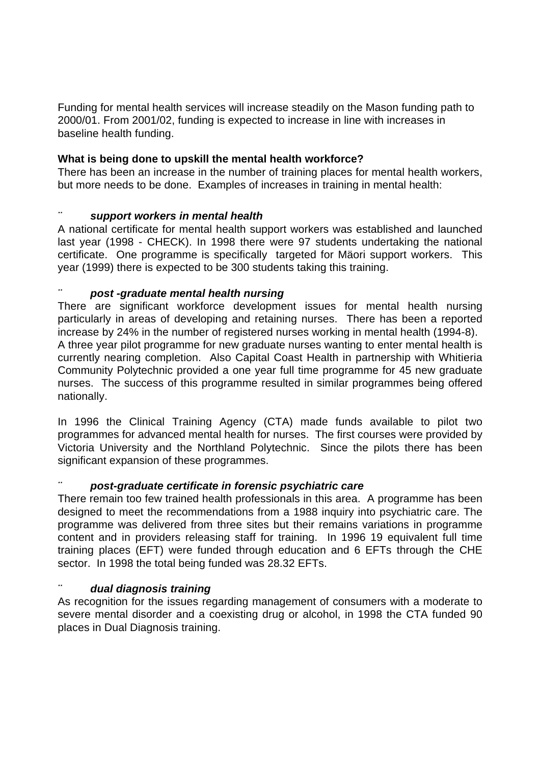Funding for mental health services will increase steadily on the Mason funding path to 2000/01. From 2001/02, funding is expected to increase in line with increases in baseline health funding.

**What is being done to upskill the mental health workforce?**

There has been an increase in the number of training places for mental health workers, but more needs to be done. Examples of increases in training in mental health:

- ***support workers in mental health***

A national certificate for mental health support workers was established and launched last year (1998 - CHECK). In 1998 there were 97 students undertaking the national certificate. One programme is specifically targeted for Mäori support workers. This year (1999) there is expected to be 300 students taking this training.

- ***post -graduate mental health nursing***

There are significant workforce development issues for mental health nursing particularly in areas of developing and retaining nurses. There has been a reported increase by 24% in the number of registered nurses working in mental health (1994-8). A three year pilot programme for new graduate nurses wanting to enter mental health is currently nearing completion. Also Capital Coast Health in partnership with Whitieria Community Polytechnic provided a one year full time programme for 45 new graduate nurses. The success of this programme resulted in similar programmes being offered nationally.

In 1996 the Clinical Training Agency (CTA) made funds available to pilot two programmes for advanced mental health for nurses. The first courses were provided by Victoria University and the Northland Polytechnic. Since the pilots there has been significant expansion of these programmes.

- ***post-graduate certificate in forensic psychiatric care***

There remain too few trained health professionals in this area. A programme has been designed to meet the recommendations from a 1988 inquiry into psychiatric care. The programme was delivered from three sites but their remains variations in programme content and in providers releasing staff for training. In 1996 19 equivalent full time training places (EFT) were funded through education and 6 EFTs through the CHE sector. In 1998 the total being funded was 28.32 EFTs.

- ***dual diagnosis training***

As recognition for the issues regarding management of consumers with a moderate to severe mental disorder and a coexisting drug or alcohol, in 1998 the CTA funded 90 places in Dual Diagnosis training.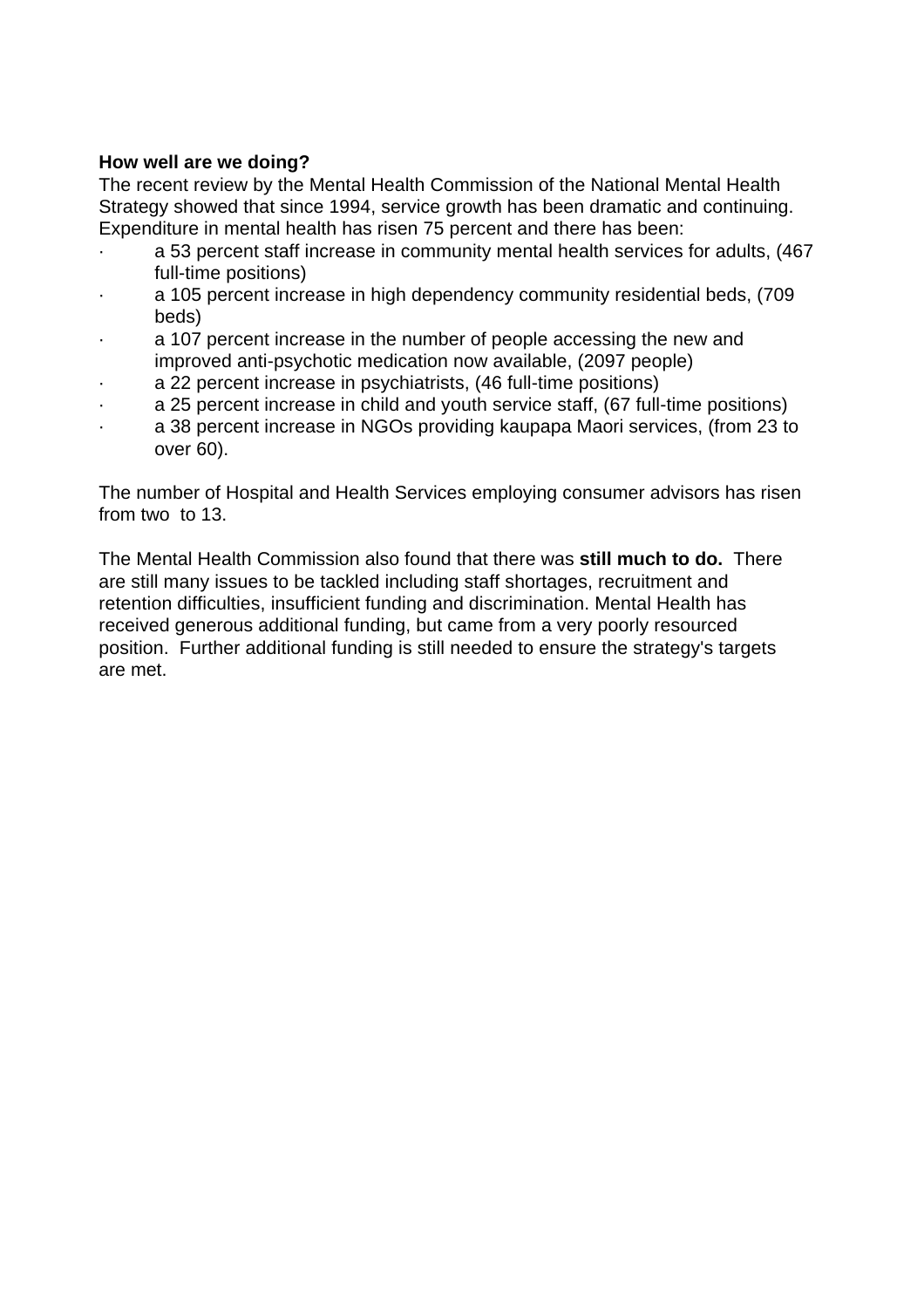**How well are we doing?**

The recent review by the Mental Health Commission of the National Mental Health Strategy showed that since 1994, service growth has been dramatic and continuing. Expenditure in mental health has risen 75 percent and there has been:

- a 53 percent staff increase in community mental health services for adults, (467 full-time positions)
- a 105 percent increase in high dependency community residential beds, (709 beds)
- a 107 percent increase in the number of people accessing the new and improved anti-psychotic medication now available, (2097 people)
- a 22 percent increase in psychiatrists, (46 full-time positions)
- a 25 percent increase in child and youth service staff, (67 full-time positions)
- a 38 percent increase in NGOs providing kaupapa Maori services, (from 23 to over 60).

The number of Hospital and Health Services employing consumer advisors has risen from two to 13.

The Mental Health Commission also found that there was **still much to do.** There are still many issues to be tackled including staff shortages, recruitment and retention difficulties, insufficient funding and discrimination. Mental Health has received generous additional funding, but came from a very poorly resourced position. Further additional funding is still needed to ensure the strategy's targets are met.